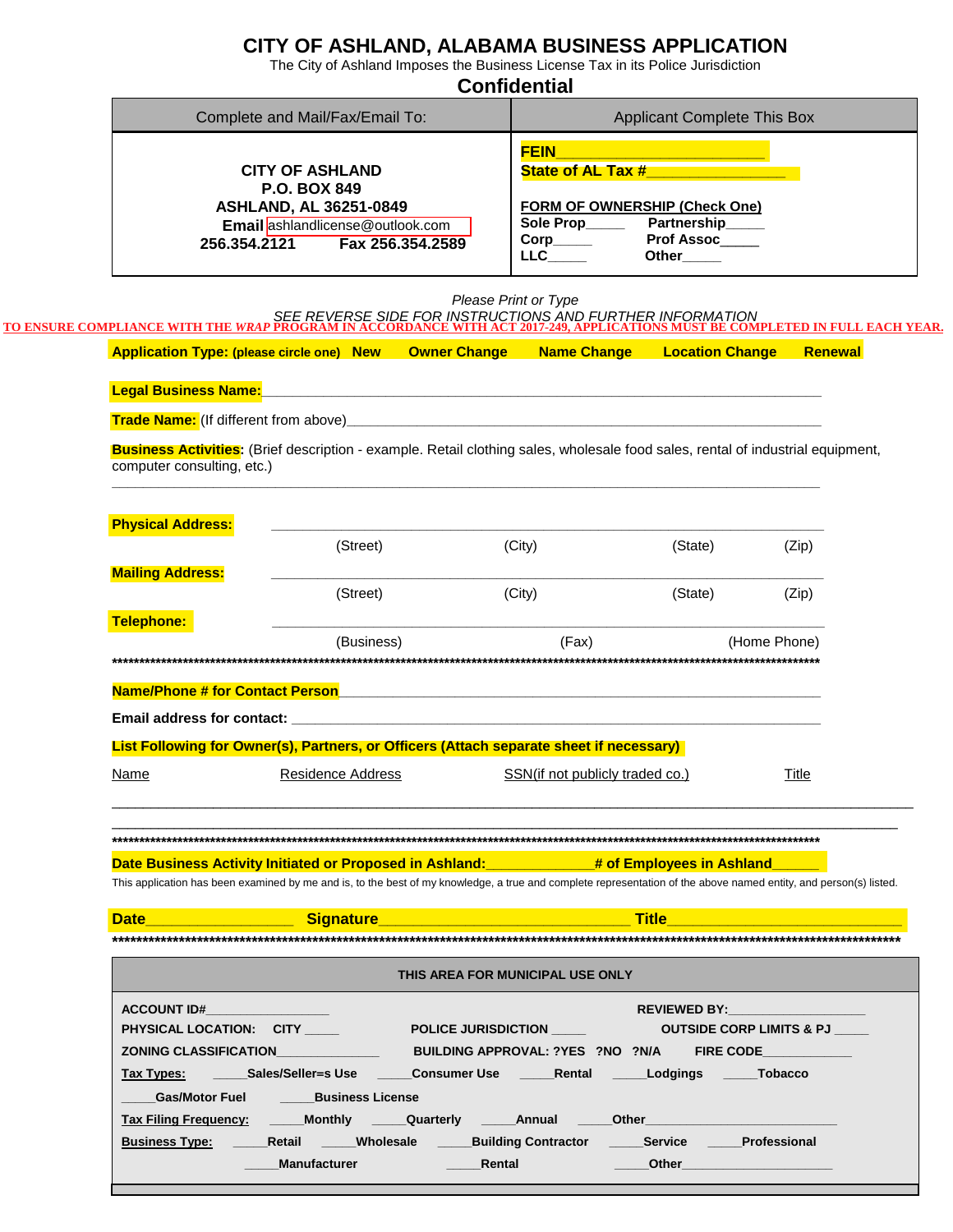# CITY OF ASHLAND, ALABAMA BUSINESS APPLICATION

The City of Ashland Imposes the Business License Tax in its Police Jurisdiction

## Confidential

| Complete and Mail/Fax/Email To: | Applicant Complete This Box |
|---|---|
| **CITY OF ASHLAND**<br>**P.O. BOX 849**<br>**ASHLAND, AL 36251-0849**<br>**Email** ashlandlicense@outlook.com<br>**256.354.2121 Fax 256.354.2589** | **FEIN**________________________<br>**State of AL Tax #**________________<br><br>**FORM OF OWNERSHIP (Check One)**<br>**Sole Prop**_____ **Partnership**_____<br>**Corp**_____ **Prof Assoc**_____<br>**LLC**_____ **Other**_____ |

*Please Print or Type*

*SEE REVERSE SIDE FOR INSTRUCTIONS AND FURTHER INFORMATION*

**TO ENSURE COMPLIANCE WITH THE *WRAP* PROGRAM IN ACCORDANCE WITH ACT 2017-249, APPLICATIONS MUST BE COMPLETED IN FULL EACH YEAR.**

**Application Type: (please circle one) New Owner Change Name Change Location Change Renewal**

**Legal Business Name:**_______________________________________________

**Trade Name:** (If different from above)_______________________________________

**Business Activities:** (Brief description - example. Retail clothing sales, wholesale food sales, rental of industrial equipment, computer consulting, etc.)

_______________________________________________________________

**Physical Address:** _______________________________________________

(Street) (City) (State) (Zip)

**Mailing Address:** _______________________________________________

(Street) (City) (State) (Zip)

**Telephone:** _______________________________________________

(Business) (Fax) (Home Phone)

**************************************************************************************

**Name/Phone # for Contact Person**_______________________________________

**Email address for contact:** _______________________________________

**List Following for Owner(s), Partners, or Officers (Attach separate sheet if necessary)**

| Name | Residence Address | SSN(if not publicly traded co.) | Title |
|---|---|---|---|
| | | | |
| | | | |

**************************************************************************************

**Date Business Activity Initiated or Proposed in Ashland:**_____________**# of Employees in Ashland**______

This application has been examined by me and is, to the best of my knowledge, a true and complete representation of the above named entity, and person(s) listed.

**Date**_________________ **Signature**_____________________________ **Title**_________________________

**************************************************************************************

**THIS AREA FOR MUNICIPAL USE ONLY**

**ACCOUNT ID#**_________________ **REVIEWED BY:**___________________

**PHYSICAL LOCATION: CITY** _____ **POLICE JURISDICTION** _____ **OUTSIDE CORP LIMITS & PJ** _____

**ZONING CLASSIFICATION**______________ **BUILDING APPROVAL: ?YES ?NO ?N/A** **FIRE CODE**____________

**Tax Types:** _____**Sales/Seller=s Use** _____**Consumer Use** _____**Rental** _____**Lodgings** _____**Tobacco**

_____**Gas/Motor Fuel** _____**Business License**

**Tax Filing Frequency:** _____**Monthly** _____**Quarterly** _____**Annual** _____**Other**_________________________

**Business Type:** _____**Retail** _____**Wholesale** _____**Building Contractor** _____**Service** _____**Professional**

_____**Manufacturer** _____**Rental** _____**Other**_____________________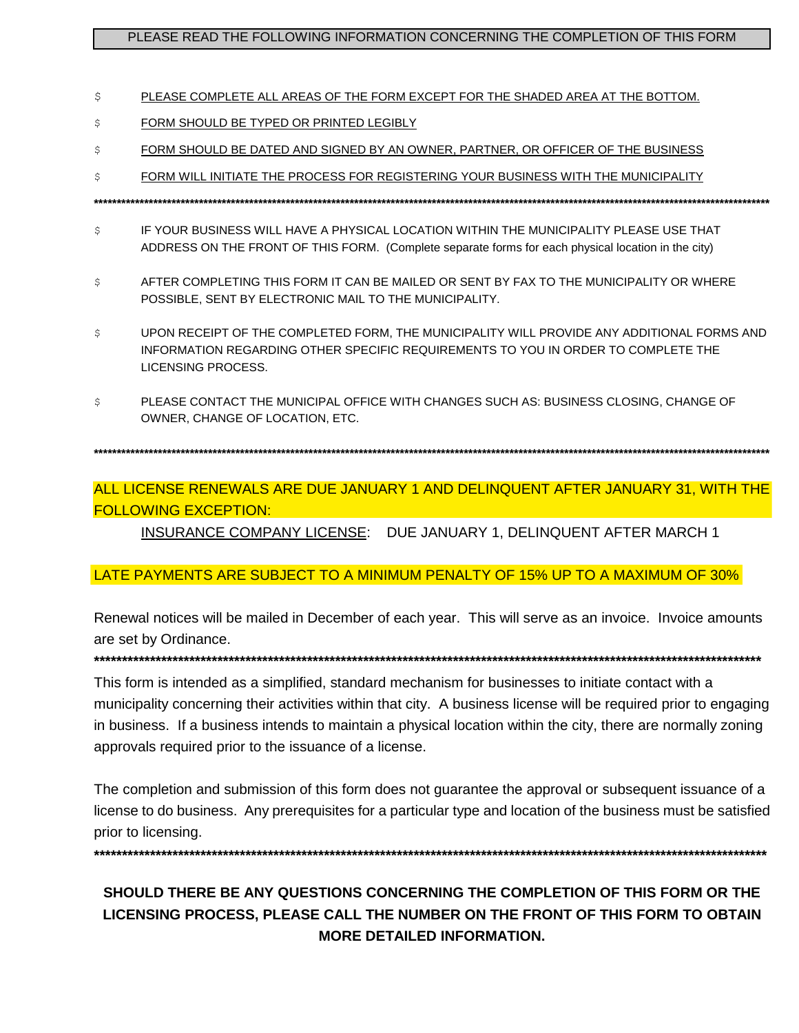PLEASE READ THE FOLLOWING INFORMATION CONCERNING THE COMPLETION OF THIS FORM

- PLEASE COMPLETE ALL AREAS OF THE FORM EXCEPT FOR THE SHADED AREA AT THE BOTTOM.
- FORM SHOULD BE TYPED OR PRINTED LEGIBLY
- FORM SHOULD BE DATED AND SIGNED BY AN OWNER, PARTNER, OR OFFICER OF THE BUSINESS
- FORM WILL INITIATE THE PROCESS FOR REGISTERING YOUR BUSINESS WITH THE MUNICIPALITY

***

- IF YOUR BUSINESS WILL HAVE A PHYSICAL LOCATION WITHIN THE MUNICIPALITY PLEASE USE THAT ADDRESS ON THE FRONT OF THIS FORM. (Complete separate forms for each physical location in the city)
- AFTER COMPLETING THIS FORM IT CAN BE MAILED OR SENT BY FAX TO THE MUNICIPALITY OR WHERE POSSIBLE, SENT BY ELECTRONIC MAIL TO THE MUNICIPALITY.
- UPON RECEIPT OF THE COMPLETED FORM, THE MUNICIPALITY WILL PROVIDE ANY ADDITIONAL FORMS AND INFORMATION REGARDING OTHER SPECIFIC REQUIREMENTS TO YOU IN ORDER TO COMPLETE THE LICENSING PROCESS.
- PLEASE CONTACT THE MUNICIPAL OFFICE WITH CHANGES SUCH AS: BUSINESS CLOSING, CHANGE OF OWNER, CHANGE OF LOCATION, ETC.

***

ALL LICENSE RENEWALS ARE DUE JANUARY 1 AND DELINQUENT AFTER JANUARY 31, WITH THE FOLLOWING EXCEPTION:

INSURANCE COMPANY LICENSE: DUE JANUARY 1, DELINQUENT AFTER MARCH 1

LATE PAYMENTS ARE SUBJECT TO A MINIMUM PENALTY OF 15% UP TO A MAXIMUM OF 30%

Renewal notices will be mailed in December of each year. This will serve as an invoice. Invoice amounts are set by Ordinance.

***

This form is intended as a simplified, standard mechanism for businesses to initiate contact with a municipality concerning their activities within that city. A business license will be required prior to engaging in business. If a business intends to maintain a physical location within the city, there are normally zoning approvals required prior to the issuance of a license.

The completion and submission of this form does not guarantee the approval or subsequent issuance of a license to do business. Any prerequisites for a particular type and location of the business must be satisfied prior to licensing.

***

**SHOULD THERE BE ANY QUESTIONS CONCERNING THE COMPLETION OF THIS FORM OR THE LICENSING PROCESS, PLEASE CALL THE NUMBER ON THE FRONT OF THIS FORM TO OBTAIN MORE DETAILED INFORMATION.**